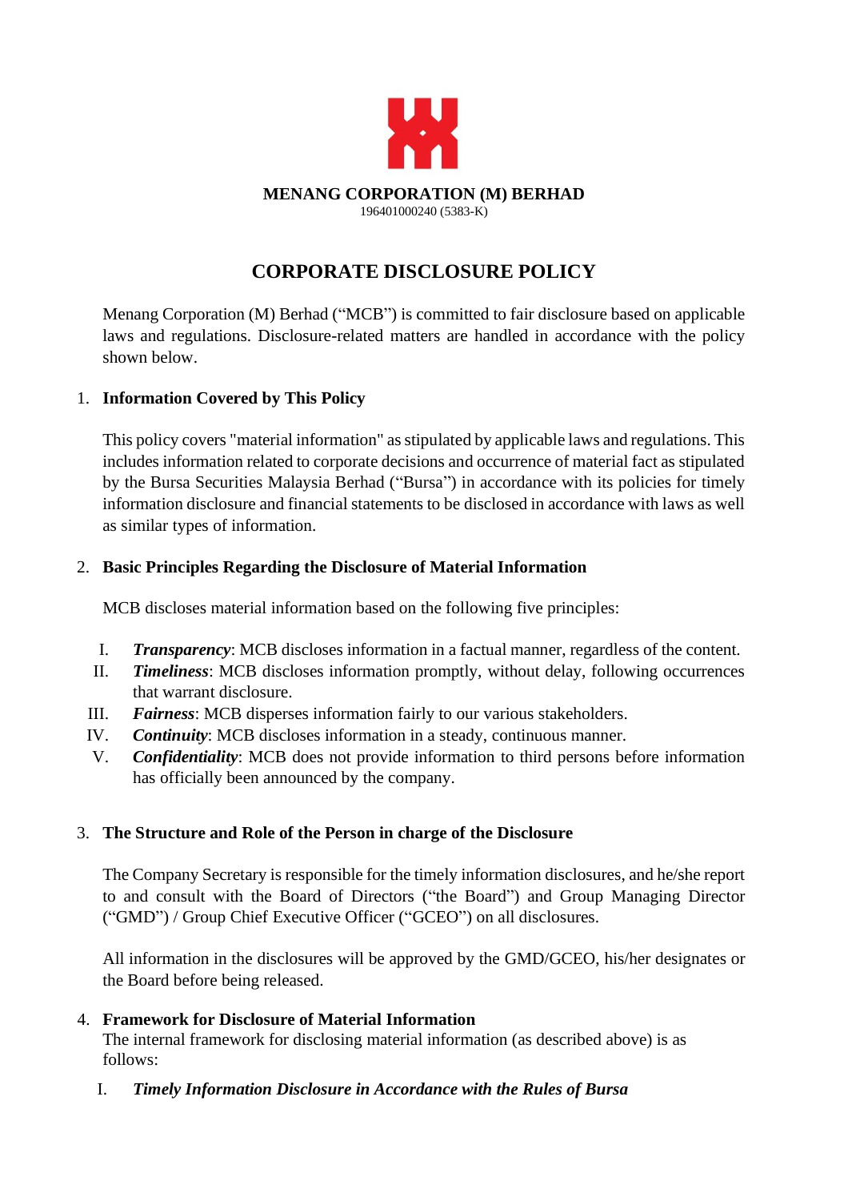**MENANG CORPORATION (M) BERHAD**
196401000240 (5383-K)

# CORPORATE DISCLOSURE POLICY

Menang Corporation (M) Berhad ("MCB") is committed to fair disclosure based on applicable laws and regulations. Disclosure-related matters are handled in accordance with the policy shown below.

## 1. Information Covered by This Policy

This policy covers "material information" as stipulated by applicable laws and regulations. This includes information related to corporate decisions and occurrence of material fact as stipulated by the Bursa Securities Malaysia Berhad ("Bursa") in accordance with its policies for timely information disclosure and financial statements to be disclosed in accordance with laws as well as similar types of information.

## 2. Basic Principles Regarding the Disclosure of Material Information

MCB discloses material information based on the following five principles:

I. ***Transparency***: MCB discloses information in a factual manner, regardless of the content.
II. ***Timeliness***: MCB discloses information promptly, without delay, following occurrences that warrant disclosure.
III. ***Fairness***: MCB disperses information fairly to our various stakeholders.
IV. ***Continuity***: MCB discloses information in a steady, continuous manner.
V. ***Confidentiality***: MCB does not provide information to third persons before information has officially been announced by the company.

## 3. The Structure and Role of the Person in charge of the Disclosure

The Company Secretary is responsible for the timely information disclosures, and he/she report to and consult with the Board of Directors ("the Board") and Group Managing Director ("GMD") / Group Chief Executive Officer ("GCEO") on all disclosures.

All information in the disclosures will be approved by the GMD/GCEO, his/her designates or the Board before being released.

## 4. Framework for Disclosure of Material Information

The internal framework for disclosing material information (as described above) is as follows:

I. ***Timely Information Disclosure in Accordance with the Rules of Bursa***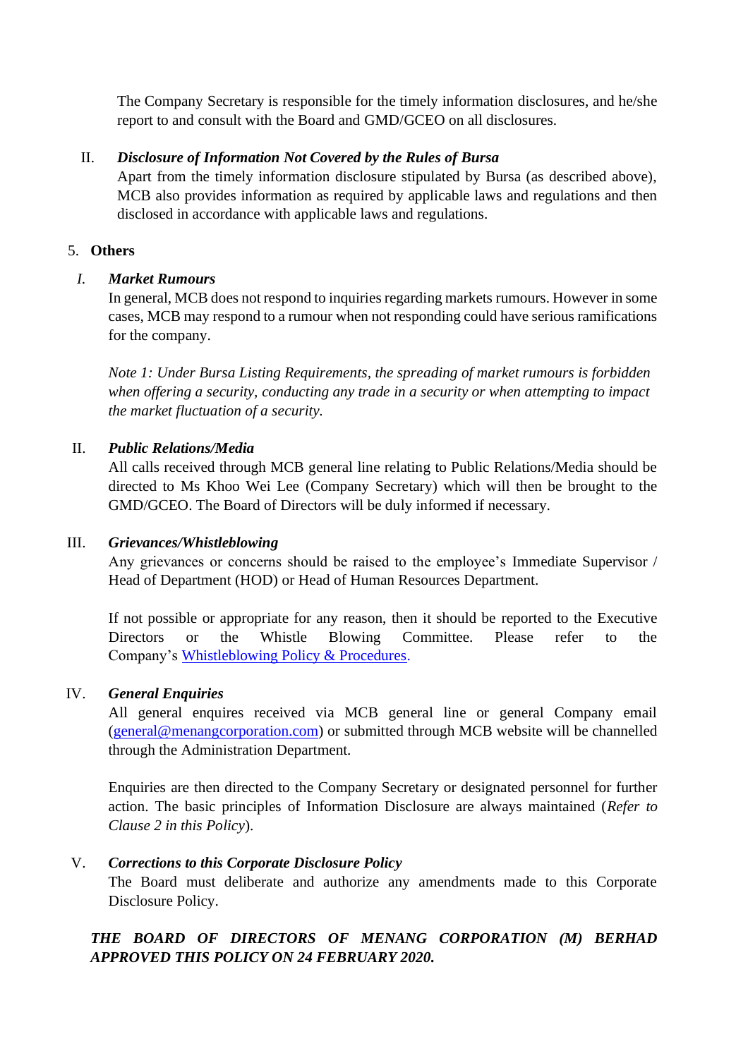The Company Secretary is responsible for the timely information disclosures, and he/she report to and consult with the Board and GMD/GCEO on all disclosures.

II. ***Disclosure of Information Not Covered by the Rules of Bursa***
Apart from the timely information disclosure stipulated by Bursa (as described above), MCB also provides information as required by applicable laws and regulations and then disclosed in accordance with applicable laws and regulations.

## 5. Others

*I.* ***Market Rumours***
In general, MCB does not respond to inquiries regarding markets rumours. However in some cases, MCB may respond to a rumour when not responding could have serious ramifications for the company.

*Note 1: Under Bursa Listing Requirements, the spreading of market rumours is forbidden when offering a security, conducting any trade in a security or when attempting to impact the market fluctuation of a security.*

II. ***Public Relations/Media***
All calls received through MCB general line relating to Public Relations/Media should be directed to Ms Khoo Wei Lee (Company Secretary) which will then be brought to the GMD/GCEO. The Board of Directors will be duly informed if necessary.

III. ***Grievances/Whistleblowing***
Any grievances or concerns should be raised to the employee's Immediate Supervisor / Head of Department (HOD) or Head of Human Resources Department.

If not possible or appropriate for any reason, then it should be reported to the Executive Directors or the Whistle Blowing Committee. Please refer to the Company's Whistleblowing Policy & Procedures.

IV. ***General Enquiries***
All general enquires received via MCB general line or general Company email (general@menangcorporation.com) or submitted through MCB website will be channelled through the Administration Department.

Enquiries are then directed to the Company Secretary or designated personnel for further action. The basic principles of Information Disclosure are always maintained (*Refer to Clause 2 in this Policy*).

V. ***Corrections to this Corporate Disclosure Policy***
The Board must deliberate and authorize any amendments made to this Corporate Disclosure Policy.

***THE BOARD OF DIRECTORS OF MENANG CORPORATION (M) BERHAD APPROVED THIS POLICY ON 24 FEBRUARY 2020.***